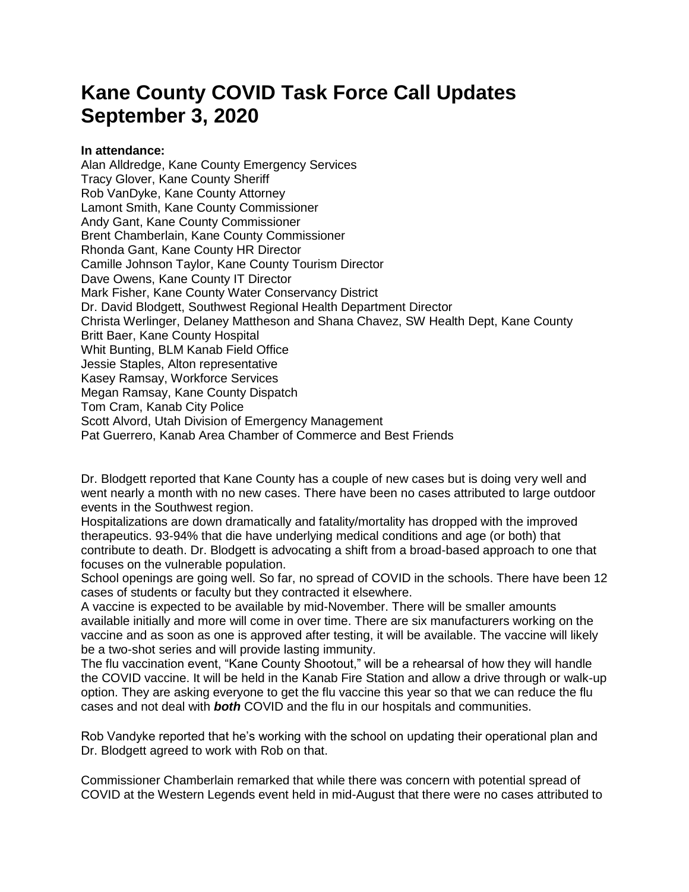# Kane County COVID Task Force Call Updates September 3, 2020

**In attendance:**
Alan Alldredge, Kane County Emergency Services
Tracy Glover, Kane County Sheriff
Rob VanDyke, Kane County Attorney
Lamont Smith, Kane County Commissioner
Andy Gant, Kane County Commissioner
Brent Chamberlain, Kane County Commissioner
Rhonda Gant, Kane County HR Director
Camille Johnson Taylor, Kane County Tourism Director
Dave Owens, Kane County IT Director
Mark Fisher, Kane County Water Conservancy District
Dr. David Blodgett, Southwest Regional Health Department Director
Christa Werlinger, Delaney Mattheson and Shana Chavez, SW Health Dept, Kane County
Britt Baer, Kane County Hospital
Whit Bunting, BLM Kanab Field Office
Jessie Staples, Alton representative
Kasey Ramsay, Workforce Services
Megan Ramsay, Kane County Dispatch
Tom Cram, Kanab City Police
Scott Alvord, Utah Division of Emergency Management
Pat Guerrero, Kanab Area Chamber of Commerce and Best Friends

Dr. Blodgett reported that Kane County has a couple of new cases but is doing very well and went nearly a month with no new cases. There have been no cases attributed to large outdoor events in the Southwest region.
Hospitalizations are down dramatically and fatality/mortality has dropped with the improved therapeutics. 93-94% that die have underlying medical conditions and age (or both) that contribute to death. Dr. Blodgett is advocating a shift from a broad-based approach to one that focuses on the vulnerable population.
School openings are going well. So far, no spread of COVID in the schools. There have been 12 cases of students or faculty but they contracted it elsewhere.
A vaccine is expected to be available by mid-November. There will be smaller amounts available initially and more will come in over time. There are six manufacturers working on the vaccine and as soon as one is approved after testing, it will be available. The vaccine will likely be a two-shot series and will provide lasting immunity.
The flu vaccination event, "Kane County Shootout," will be a rehearsal of how they will handle the COVID vaccine. It will be held in the Kanab Fire Station and allow a drive through or walk-up option. They are asking everyone to get the flu vaccine this year so that we can reduce the flu cases and not deal with ***both*** COVID and the flu in our hospitals and communities.

Rob Vandyke reported that he's working with the school on updating their operational plan and Dr. Blodgett agreed to work with Rob on that.

Commissioner Chamberlain remarked that while there was concern with potential spread of COVID at the Western Legends event held in mid-August that there were no cases attributed to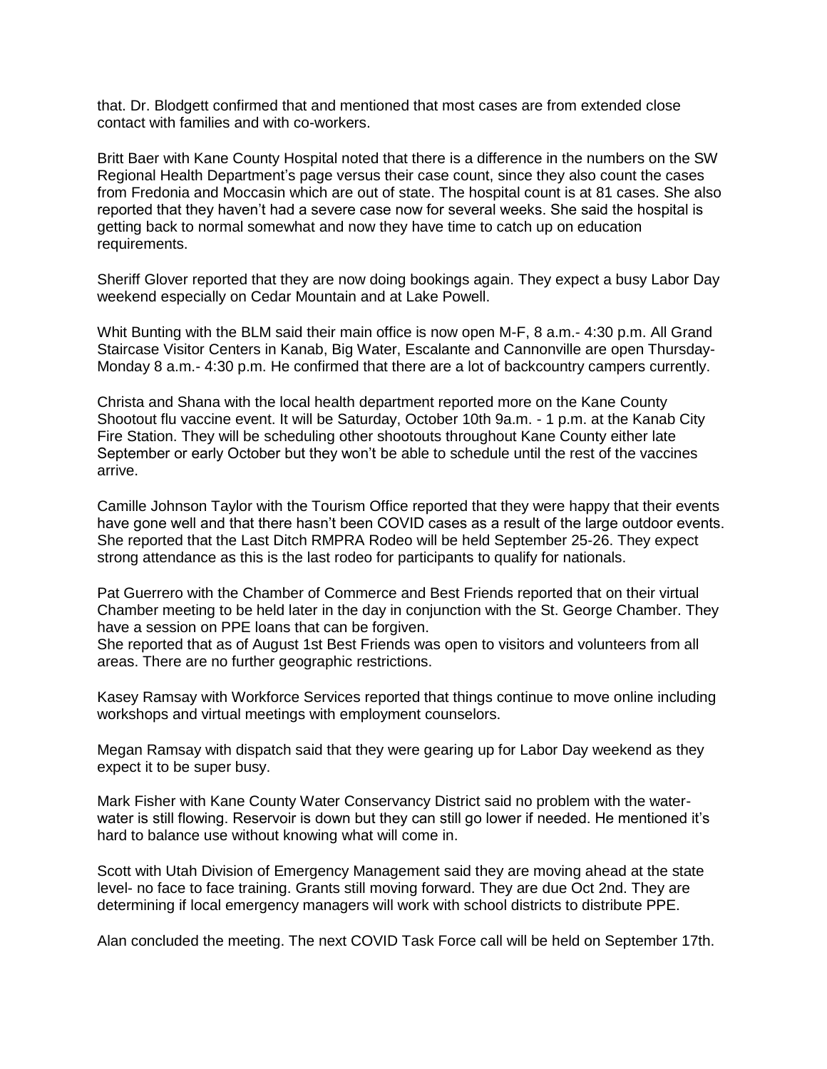that. Dr. Blodgett confirmed that and mentioned that most cases are from extended close contact with families and with co-workers.

Britt Baer with Kane County Hospital noted that there is a difference in the numbers on the SW Regional Health Department's page versus their case count, since they also count the cases from Fredonia and Moccasin which are out of state. The hospital count is at 81 cases. She also reported that they haven't had a severe case now for several weeks. She said the hospital is getting back to normal somewhat and now they have time to catch up on education requirements.

Sheriff Glover reported that they are now doing bookings again. They expect a busy Labor Day weekend especially on Cedar Mountain and at Lake Powell.

Whit Bunting with the BLM said their main office is now open M-F, 8 a.m.- 4:30 p.m. All Grand Staircase Visitor Centers in Kanab, Big Water, Escalante and Cannonville are open Thursday-Monday 8 a.m.- 4:30 p.m. He confirmed that there are a lot of backcountry campers currently.

Christa and Shana with the local health department reported more on the Kane County Shootout flu vaccine event. It will be Saturday, October 10th 9a.m. - 1 p.m. at the Kanab City Fire Station. They will be scheduling other shootouts throughout Kane County either late September or early October but they won't be able to schedule until the rest of the vaccines arrive.

Camille Johnson Taylor with the Tourism Office reported that they were happy that their events have gone well and that there hasn't been COVID cases as a result of the large outdoor events. She reported that the Last Ditch RMPRA Rodeo will be held September 25-26. They expect strong attendance as this is the last rodeo for participants to qualify for nationals.

Pat Guerrero with the Chamber of Commerce and Best Friends reported that on their virtual Chamber meeting to be held later in the day in conjunction with the St. George Chamber. They have a session on PPE loans that can be forgiven.
She reported that as of August 1st Best Friends was open to visitors and volunteers from all areas. There are no further geographic restrictions.

Kasey Ramsay with Workforce Services reported that things continue to move online including workshops and virtual meetings with employment counselors.

Megan Ramsay with dispatch said that they were gearing up for Labor Day weekend as they expect it to be super busy.

Mark Fisher with Kane County Water Conservancy District said no problem with the water- water is still flowing. Reservoir is down but they can still go lower if needed. He mentioned it's hard to balance use without knowing what will come in.

Scott with Utah Division of Emergency Management said they are moving ahead at the state level- no face to face training. Grants still moving forward. They are due Oct 2nd. They are determining if local emergency managers will work with school districts to distribute PPE.

Alan concluded the meeting. The next COVID Task Force call will be held on September 17th.